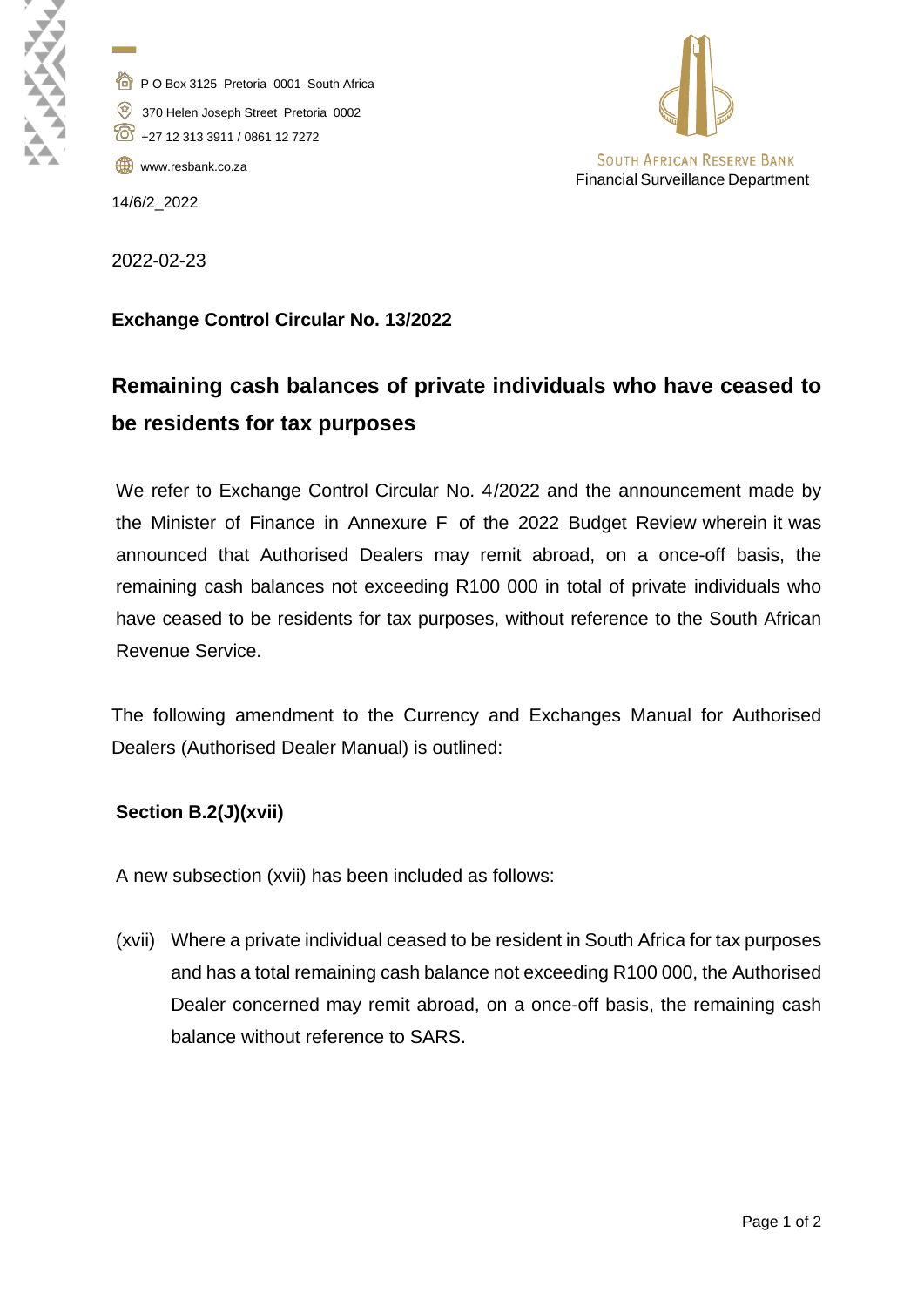P O Box 3125 Pretoria 0001 South Africa

370 Helen Joseph Street Pretoria 0002

+27 12 313 3911 / 0861 12 7272

www.resbank.co.za

South African Reserve Bank
Financial Surveillance Department

14/6/2_2022

2022-02-23

**Exchange Control Circular No. 13/2022**

## Remaining cash balances of private individuals who have ceased to be residents for tax purposes

We refer to Exchange Control Circular No. 4/2022 and the announcement made by the Minister of Finance in Annexure F of the 2022 Budget Review wherein it was announced that Authorised Dealers may remit abroad, on a once-off basis, the remaining cash balances not exceeding R100 000 in total of private individuals who have ceased to be residents for tax purposes, without reference to the South African Revenue Service.

The following amendment to the Currency and Exchanges Manual for Authorised Dealers (Authorised Dealer Manual) is outlined:

**Section B.2(J)(xvii)**

A new subsection (xvii) has been included as follows:

(xvii) Where a private individual ceased to be resident in South Africa for tax purposes and has a total remaining cash balance not exceeding R100 000, the Authorised Dealer concerned may remit abroad, on a once-off basis, the remaining cash balance without reference to SARS.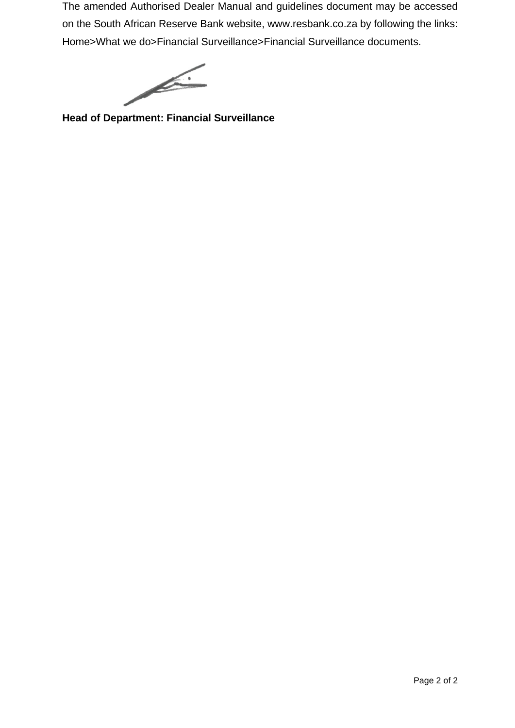The amended Authorised Dealer Manual and guidelines document may be accessed on the South African Reserve Bank website, www.resbank.co.za by following the links: Home>What we do>Financial Surveillance>Financial Surveillance documents.

**Head of Department: Financial Surveillance**